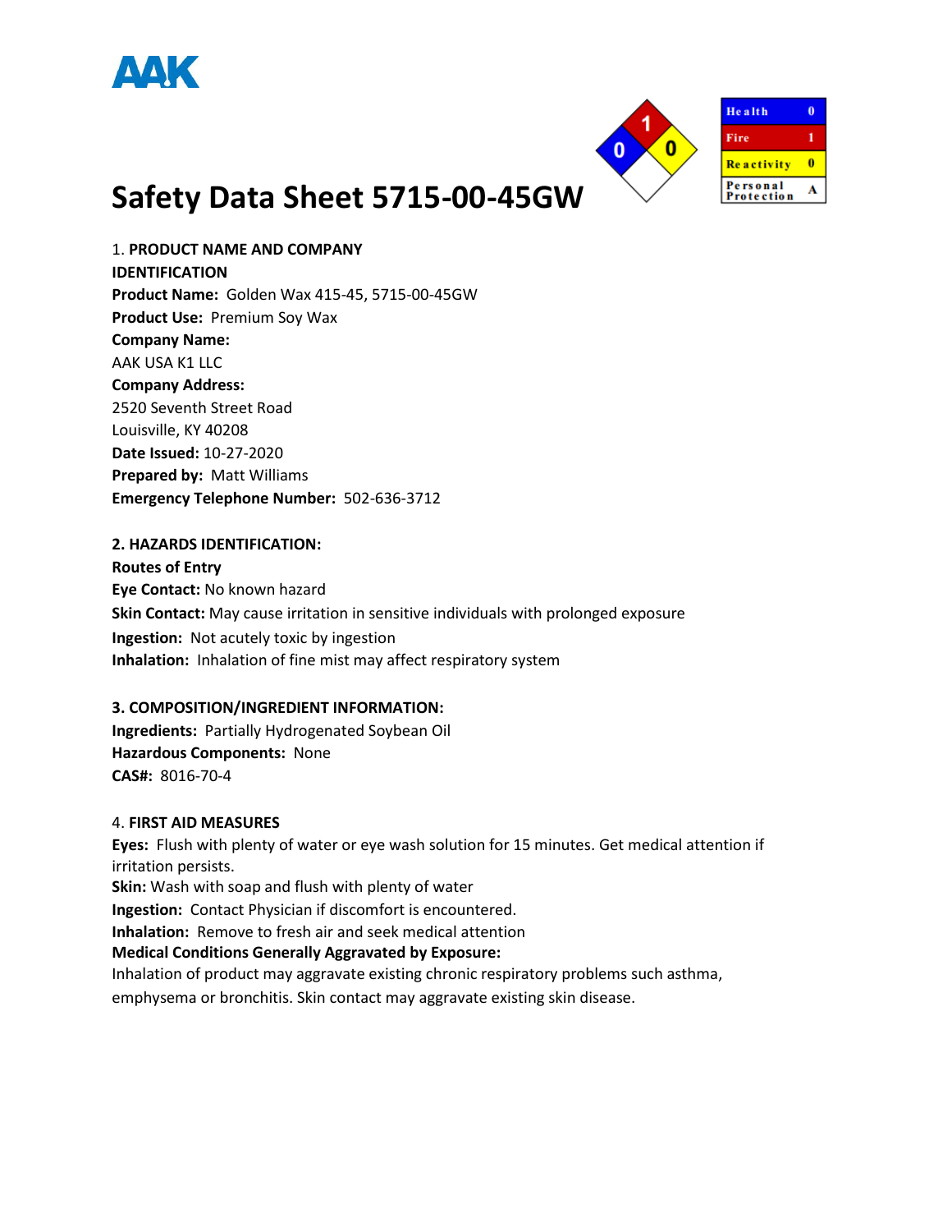AAK

| Health | 0 |
| --- | --- |
| Fire | 1 |
| Reactivity | 0 |
| Personal Protection | A |

# Safety Data Sheet 5715-00-45GW

1. **PRODUCT NAME AND COMPANY IDENTIFICATION**

**Product Name:** Golden Wax 415-45, 5715-00-45GW

**Product Use:** Premium Soy Wax

**Company Name:**
AAK USA K1 LLC

**Company Address:**
2520 Seventh Street Road
Louisville, KY 40208

**Date Issued:** 10-27-2020

**Prepared by:** Matt Williams

**Emergency Telephone Number:** 502-636-3712

**2. HAZARDS IDENTIFICATION:**

**Routes of Entry**

**Eye Contact:** No known hazard

**Skin Contact:** May cause irritation in sensitive individuals with prolonged exposure

**Ingestion:** Not acutely toxic by ingestion

**Inhalation:** Inhalation of fine mist may affect respiratory system

**3. COMPOSITION/INGREDIENT INFORMATION:**

**Ingredients:** Partially Hydrogenated Soybean Oil

**Hazardous Components:** None

**CAS#:** 8016-70-4

4. **FIRST AID MEASURES**

**Eyes:** Flush with plenty of water or eye wash solution for 15 minutes. Get medical attention if irritation persists.

**Skin:** Wash with soap and flush with plenty of water

**Ingestion:** Contact Physician if discomfort is encountered.

**Inhalation:** Remove to fresh air and seek medical attention

**Medical Conditions Generally Aggravated by Exposure:**
Inhalation of product may aggravate existing chronic respiratory problems such asthma, emphysema or bronchitis. Skin contact may aggravate existing skin disease.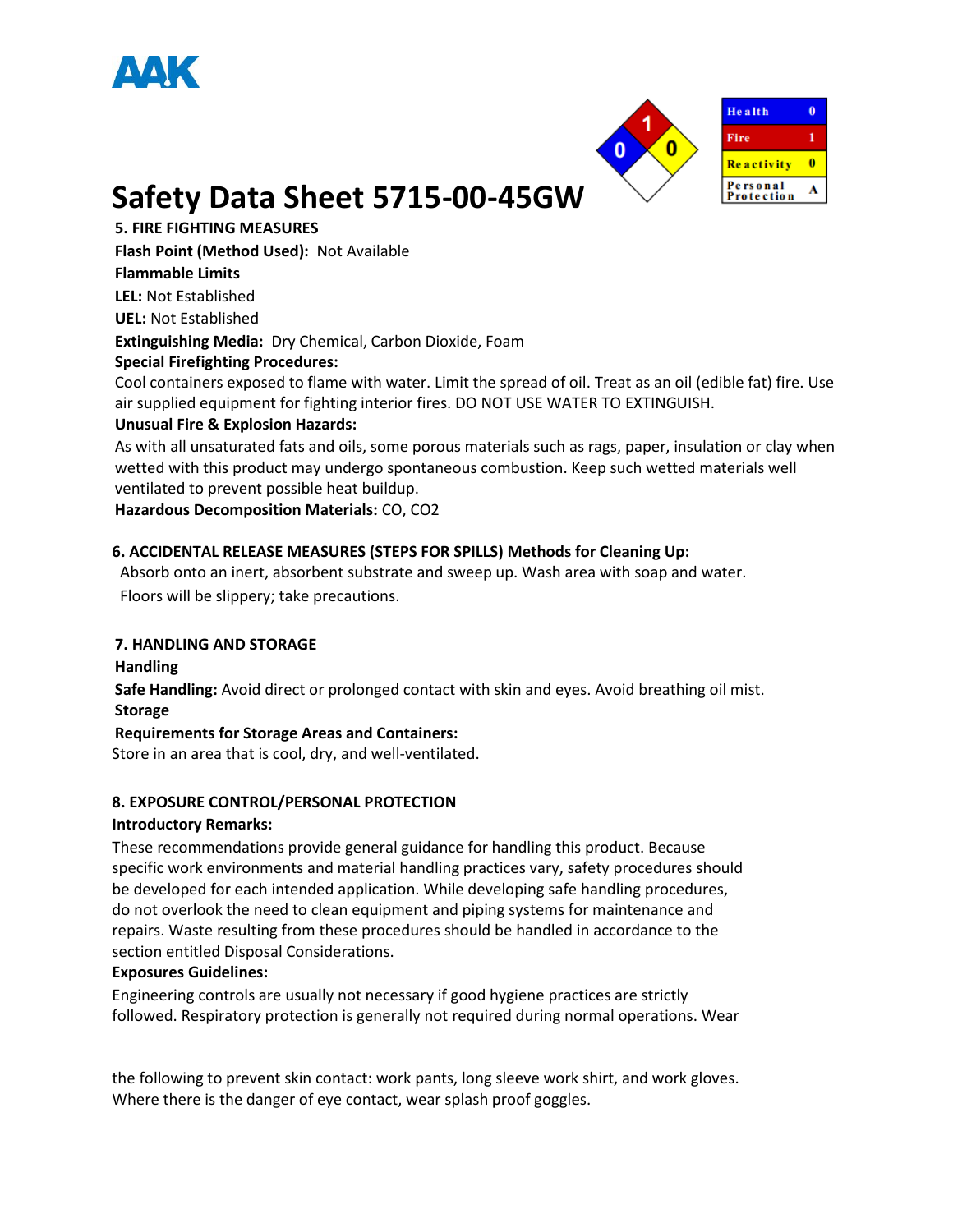# Safety Data Sheet 5715-00-45GW

| Health | 0 |
| --- | --- |
| Fire | 1 |
| Reactivity | 0 |
| Personal Protection | A |

**5. FIRE FIGHTING MEASURES**

**Flash Point (Method Used):** Not Available

**Flammable Limits**

**LEL:** Not Established

**UEL:** Not Established

**Extinguishing Media:** Dry Chemical, Carbon Dioxide, Foam

**Special Firefighting Procedures:**

Cool containers exposed to flame with water. Limit the spread of oil. Treat as an oil (edible fat) fire. Use air supplied equipment for fighting interior fires. DO NOT USE WATER TO EXTINGUISH.

**Unusual Fire & Explosion Hazards:**

As with all unsaturated fats and oils, some porous materials such as rags, paper, insulation or clay when wetted with this product may undergo spontaneous combustion. Keep such wetted materials well ventilated to prevent possible heat buildup.

**Hazardous Decomposition Materials:** CO, $CO_2$

**6. ACCIDENTAL RELEASE MEASURES (STEPS FOR SPILLS) Methods for Cleaning Up:**

Absorb onto an inert, absorbent substrate and sweep up. Wash area with soap and water. Floors will be slippery; take precautions.

**7. HANDLING AND STORAGE**

**Handling**

**Safe Handling:** Avoid direct or prolonged contact with skin and eyes. Avoid breathing oil mist.

**Storage**

**Requirements for Storage Areas and Containers:**

Store in an area that is cool, dry, and well-ventilated.

**8. EXPOSURE CONTROL/PERSONAL PROTECTION**

**Introductory Remarks:**

These recommendations provide general guidance for handling this product. Because specific work environments and material handling practices vary, safety procedures should be developed for each intended application. While developing safe handling procedures, do not overlook the need to clean equipment and piping systems for maintenance and repairs. Waste resulting from these procedures should be handled in accordance to the section entitled Disposal Considerations.

**Exposures Guidelines:**

Engineering controls are usually not necessary if good hygiene practices are strictly followed. Respiratory protection is generally not required during normal operations. Wear the following to prevent skin contact: work pants, long sleeve work shirt, and work gloves. Where there is the danger of eye contact, wear splash proof goggles.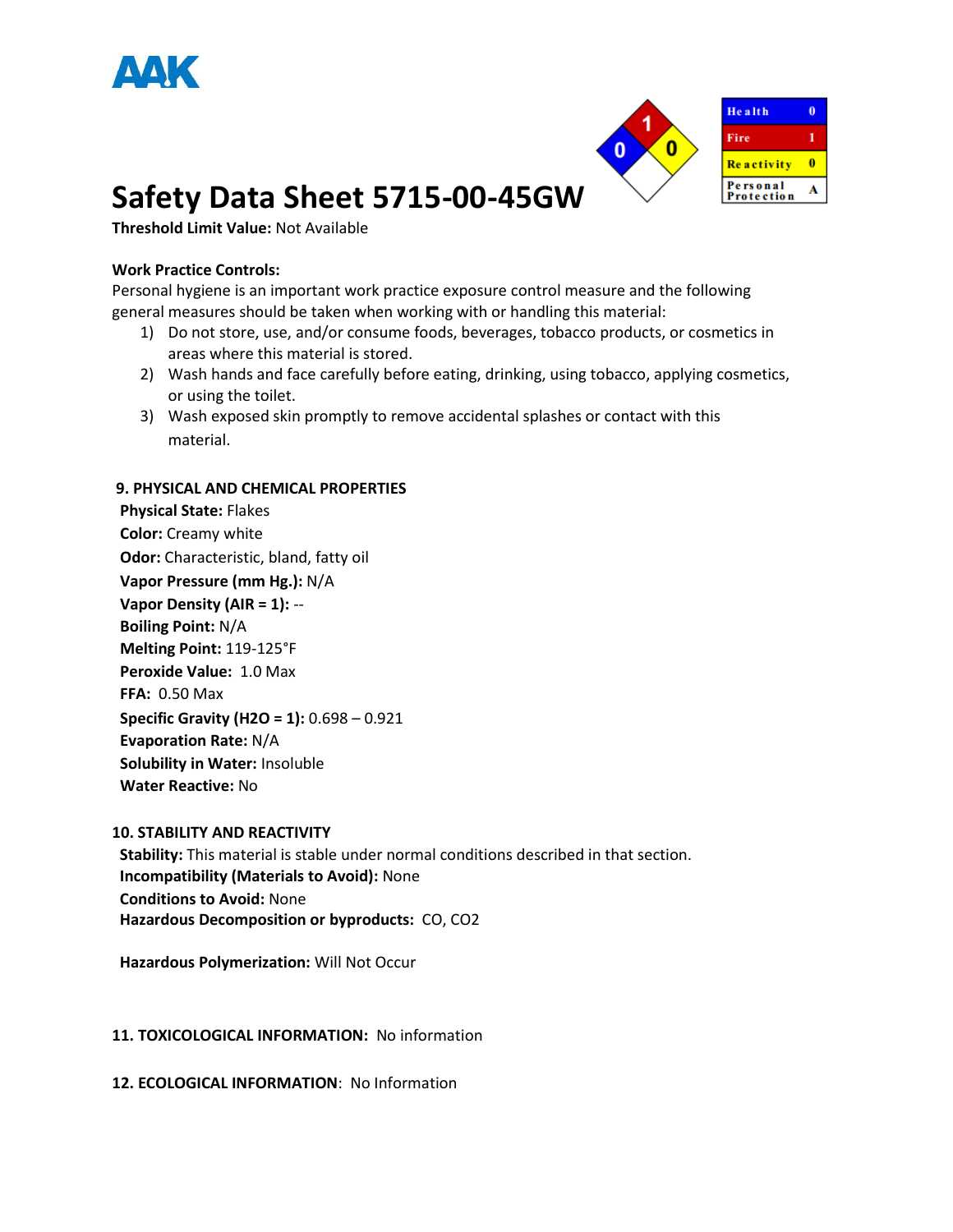**AAK**

| Health | 0 |
| --- | --- |
| Fire | 1 |
| Reactivity | 0 |
| Personal Protection | A |

# Safety Data Sheet 5715-00-45GW

**Threshold Limit Value:** Not Available

**Work Practice Controls:**
Personal hygiene is an important work practice exposure control measure and the following general measures should be taken when working with or handling this material:

1) Do not store, use, and/or consume foods, beverages, tobacco products, or cosmetics in areas where this material is stored.
2) Wash hands and face carefully before eating, drinking, using tobacco, applying cosmetics, or using the toilet.
3) Wash exposed skin promptly to remove accidental splashes or contact with this material.

**9. PHYSICAL AND CHEMICAL PROPERTIES**

**Physical State:** Flakes
**Color:** Creamy white
**Odor:** Characteristic, bland, fatty oil
**Vapor Pressure (mm Hg.):** N/A
**Vapor Density (AIR = 1):** --
**Boiling Point:** N/A
**Melting Point:** 119-125°F
**Peroxide Value:** 1.0 Max
**FFA:** 0.50 Max
**Specific Gravity ($H_2O$ = 1):** 0.698 – 0.921
**Evaporation Rate:** N/A
**Solubility in Water:** Insoluble
**Water Reactive:** No

**10. STABILITY AND REACTIVITY**

**Stability:** This material is stable under normal conditions described in that section.
**Incompatibility (Materials to Avoid):** None
**Conditions to Avoid:** None
**Hazardous Decomposition or byproducts:** CO, $CO_2$

**Hazardous Polymerization:** Will Not Occur

**11. TOXICOLOGICAL INFORMATION:** No information

**12. ECOLOGICAL INFORMATION**: No Information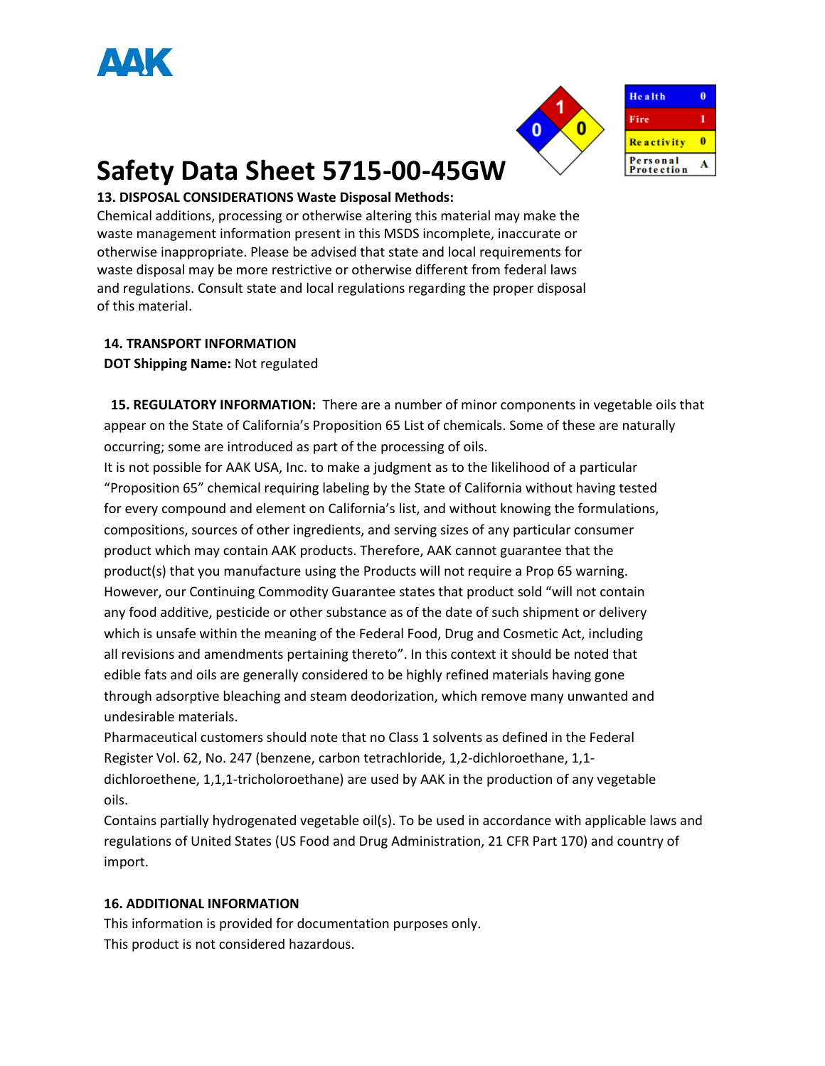AAK

| Health | 0 |
| --- | --- |
| Fire | 1 |
| Reactivity | 0 |
| Personal Protection | A |

# Safety Data Sheet 5715-00-45GW

**13. DISPOSAL CONSIDERATIONS Waste Disposal Methods:**
Chemical additions, processing or otherwise altering this material may make the waste management information present in this MSDS incomplete, inaccurate or otherwise inappropriate. Please be advised that state and local requirements for waste disposal may be more restrictive or otherwise different from federal laws and regulations. Consult state and local regulations regarding the proper disposal of this material.

**14. TRANSPORT INFORMATION**

**DOT Shipping Name:** Not regulated

**15. REGULATORY INFORMATION:** There are a number of minor components in vegetable oils that appear on the State of California's Proposition 65 List of chemicals. Some of these are naturally occurring; some are introduced as part of the processing of oils.

It is not possible for AAK USA, Inc. to make a judgment as to the likelihood of a particular "Proposition 65" chemical requiring labeling by the State of California without having tested for every compound and element on California's list, and without knowing the formulations, compositions, sources of other ingredients, and serving sizes of any particular consumer product which may contain AAK products. Therefore, AAK cannot guarantee that the product(s) that you manufacture using the Products will not require a Prop 65 warning. However, our Continuing Commodity Guarantee states that product sold "will not contain any food additive, pesticide or other substance as of the date of such shipment or delivery which is unsafe within the meaning of the Federal Food, Drug and Cosmetic Act, including all revisions and amendments pertaining thereto". In this context it should be noted that edible fats and oils are generally considered to be highly refined materials having gone through adsorptive bleaching and steam deodorization, which remove many unwanted and undesirable materials.

Pharmaceutical customers should note that no Class 1 solvents as defined in the Federal Register Vol. 62, No. 247 (benzene, carbon tetrachloride, 1,2-dichloroethane, 1,1-dichloroethene, 1,1,1-tricholoroethane) are used by AAK in the production of any vegetable oils.

Contains partially hydrogenated vegetable oil(s). To be used in accordance with applicable laws and regulations of United States (US Food and Drug Administration, 21 CFR Part 170) and country of import.

**16. ADDITIONAL INFORMATION**

This information is provided for documentation purposes only.

This product is not considered hazardous.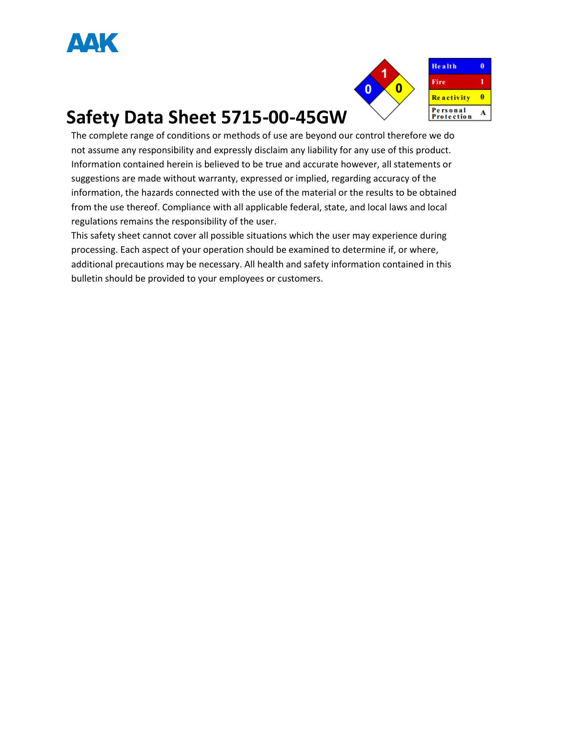The complete range of conditions or methods of use are beyond our control therefore we do not assume any responsibility and expressly disclaim any liability for any use of this product. Information contained herein is believed to be true and accurate however, all statements or suggestions are made without warranty, expressed or implied, regarding accuracy of the information, the hazards connected with the use of the material or the results to be obtained from the use thereof. Compliance with all applicable federal, state, and local laws and local regulations remains the responsibility of the user.

This safety sheet cannot cover all possible situations which the user may experience during processing. Each aspect of your operation should be examined to determine if, or where, additional precautions may be necessary. All health and safety information contained in this bulletin should be provided to your employees or customers.